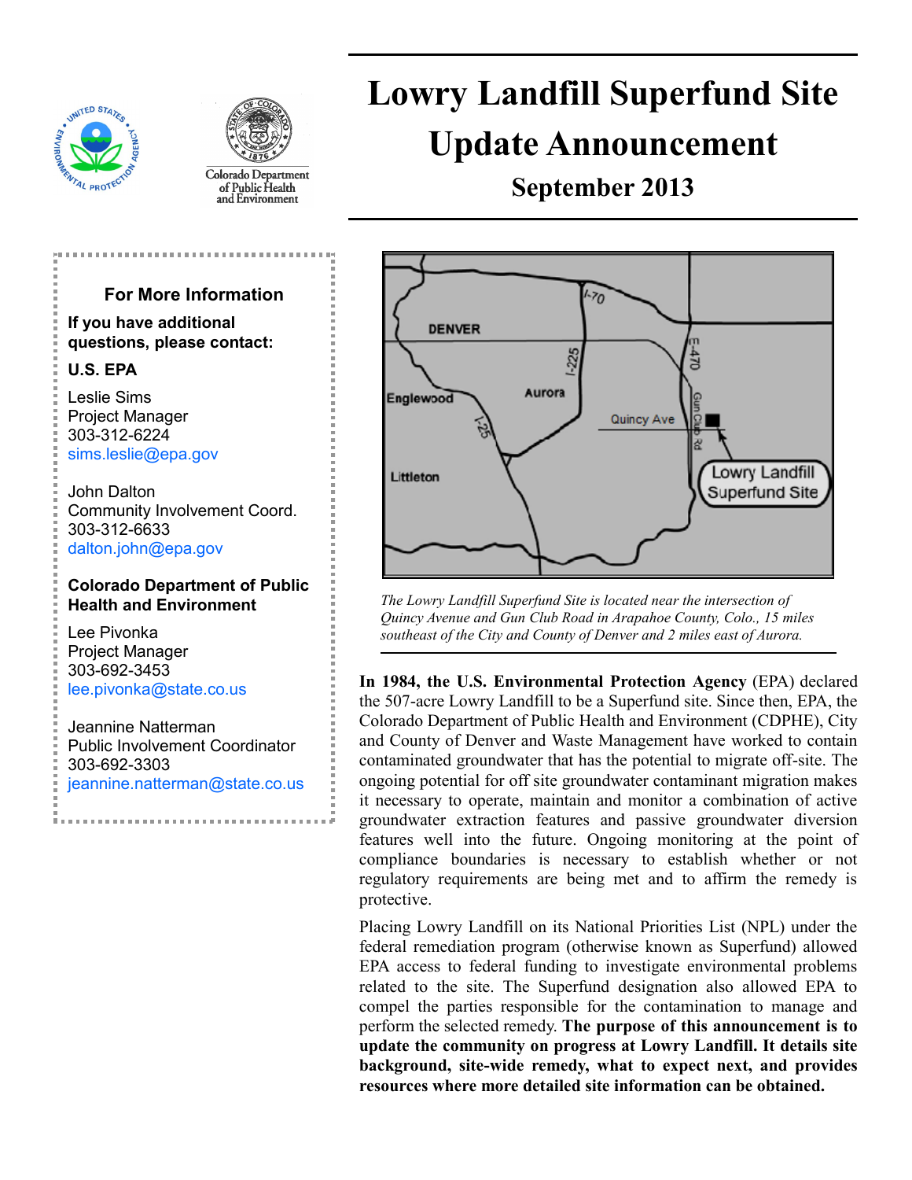# Lowry Landfill Superfund Site Update Announcement

## September 2013

### For More Information

**If you have additional questions, please contact:**

**U.S. EPA**

Leslie Sims
Project Manager
303-312-6224
sims.leslie@epa.gov

John Dalton
Community Involvement Coord.
303-312-6633
dalton.john@epa.gov

**Colorado Department of Public Health and Environment**

Lee Pivonka
Project Manager
303-692-3453
lee.pivonka@state.co.us

Jeannine Natterman
Public Involvement Coordinator
303-692-3303
jeannine.natterman@state.co.us

*The Lowry Landfill Superfund Site is located near the intersection of Quincy Avenue and Gun Club Road in Arapahoe County, Colo., 15 miles southeast of the City and County of Denver and 2 miles east of Aurora.*

**In 1984, the U.S. Environmental Protection Agency** (EPA) declared the 507-acre Lowry Landfill to be a Superfund site. Since then, EPA, the Colorado Department of Public Health and Environment (CDPHE), City and County of Denver and Waste Management have worked to contain contaminated groundwater that has the potential to migrate off-site. The ongoing potential for off site groundwater contaminant migration makes it necessary to operate, maintain and monitor a combination of active groundwater extraction features and passive groundwater diversion features well into the future. Ongoing monitoring at the point of compliance boundaries is necessary to establish whether or not regulatory requirements are being met and to affirm the remedy is protective.

Placing Lowry Landfill on its National Priorities List (NPL) under the federal remediation program (otherwise known as Superfund) allowed EPA access to federal funding to investigate environmental problems related to the site. The Superfund designation also allowed EPA to compel the parties responsible for the contamination to manage and perform the selected remedy. **The purpose of this announcement is to update the community on progress at Lowry Landfill. It details site background, site-wide remedy, what to expect next, and provides resources where more detailed site information can be obtained.**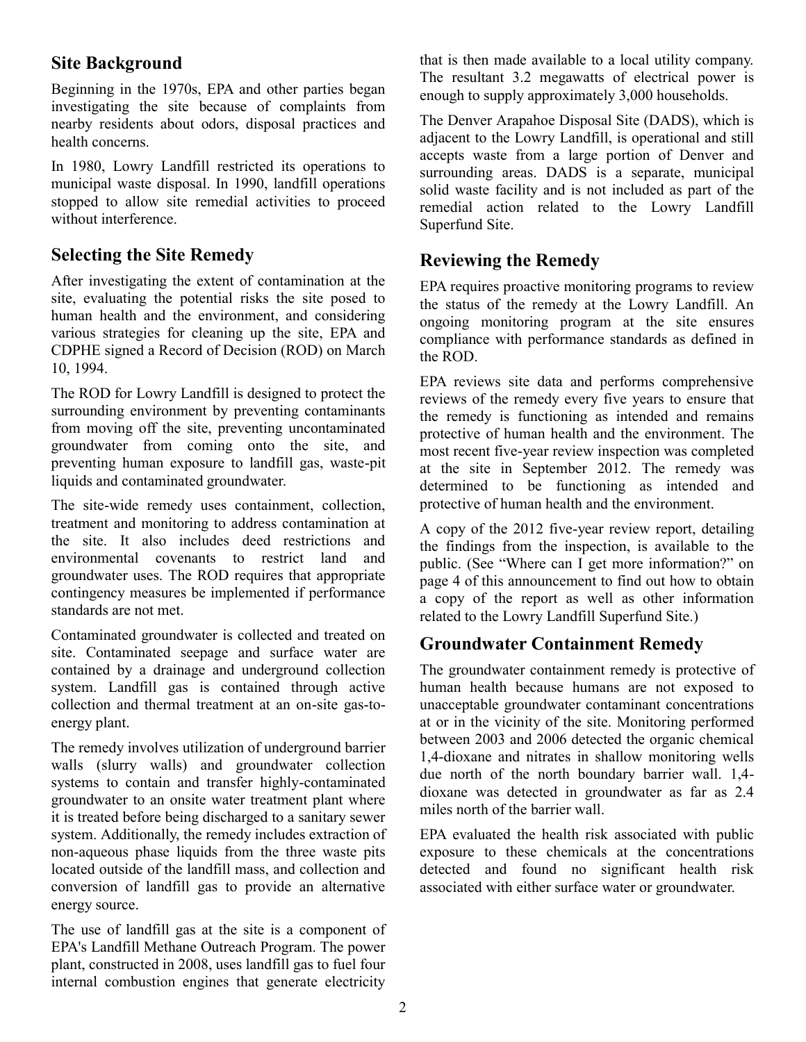## Site Background

Beginning in the 1970s, EPA and other parties began investigating the site because of complaints from nearby residents about odors, disposal practices and health concerns.

In 1980, Lowry Landfill restricted its operations to municipal waste disposal. In 1990, landfill operations stopped to allow site remedial activities to proceed without interference.

## Selecting the Site Remedy

After investigating the extent of contamination at the site, evaluating the potential risks the site posed to human health and the environment, and considering various strategies for cleaning up the site, EPA and CDPHE signed a Record of Decision (ROD) on March 10, 1994.

The ROD for Lowry Landfill is designed to protect the surrounding environment by preventing contaminants from moving off the site, preventing uncontaminated groundwater from coming onto the site, and preventing human exposure to landfill gas, waste-pit liquids and contaminated groundwater.

The site-wide remedy uses containment, collection, treatment and monitoring to address contamination at the site. It also includes deed restrictions and environmental covenants to restrict land and groundwater uses. The ROD requires that appropriate contingency measures be implemented if performance standards are not met.

Contaminated groundwater is collected and treated on site. Contaminated seepage and surface water are contained by a drainage and underground collection system. Landfill gas is contained through active collection and thermal treatment at an on-site gas-to-energy plant.

The remedy involves utilization of underground barrier walls (slurry walls) and groundwater collection systems to contain and transfer highly-contaminated groundwater to an onsite water treatment plant where it is treated before being discharged to a sanitary sewer system. Additionally, the remedy includes extraction of non-aqueous phase liquids from the three waste pits located outside of the landfill mass, and collection and conversion of landfill gas to provide an alternative energy source.

The use of landfill gas at the site is a component of EPA's Landfill Methane Outreach Program. The power plant, constructed in 2008, uses landfill gas to fuel four internal combustion engines that generate electricity that is then made available to a local utility company. The resultant 3.2 megawatts of electrical power is enough to supply approximately 3,000 households.

The Denver Arapahoe Disposal Site (DADS), which is adjacent to the Lowry Landfill, is operational and still accepts waste from a large portion of Denver and surrounding areas. DADS is a separate, municipal solid waste facility and is not included as part of the remedial action related to the Lowry Landfill Superfund Site.

## Reviewing the Remedy

EPA requires proactive monitoring programs to review the status of the remedy at the Lowry Landfill. An ongoing monitoring program at the site ensures compliance with performance standards as defined in the ROD.

EPA reviews site data and performs comprehensive reviews of the remedy every five years to ensure that the remedy is functioning as intended and remains protective of human health and the environment. The most recent five-year review inspection was completed at the site in September 2012. The remedy was determined to be functioning as intended and protective of human health and the environment.

A copy of the 2012 five-year review report, detailing the findings from the inspection, is available to the public. (See "Where can I get more information?" on page 4 of this announcement to find out how to obtain a copy of the report as well as other information related to the Lowry Landfill Superfund Site.)

## Groundwater Containment Remedy

The groundwater containment remedy is protective of human health because humans are not exposed to unacceptable groundwater contaminant concentrations at or in the vicinity of the site. Monitoring performed between 2003 and 2006 detected the organic chemical 1,4-dioxane and nitrates in shallow monitoring wells due north of the north boundary barrier wall. 1,4-dioxane was detected in groundwater as far as 2.4 miles north of the barrier wall.

EPA evaluated the health risk associated with public exposure to these chemicals at the concentrations detected and found no significant health risk associated with either surface water or groundwater.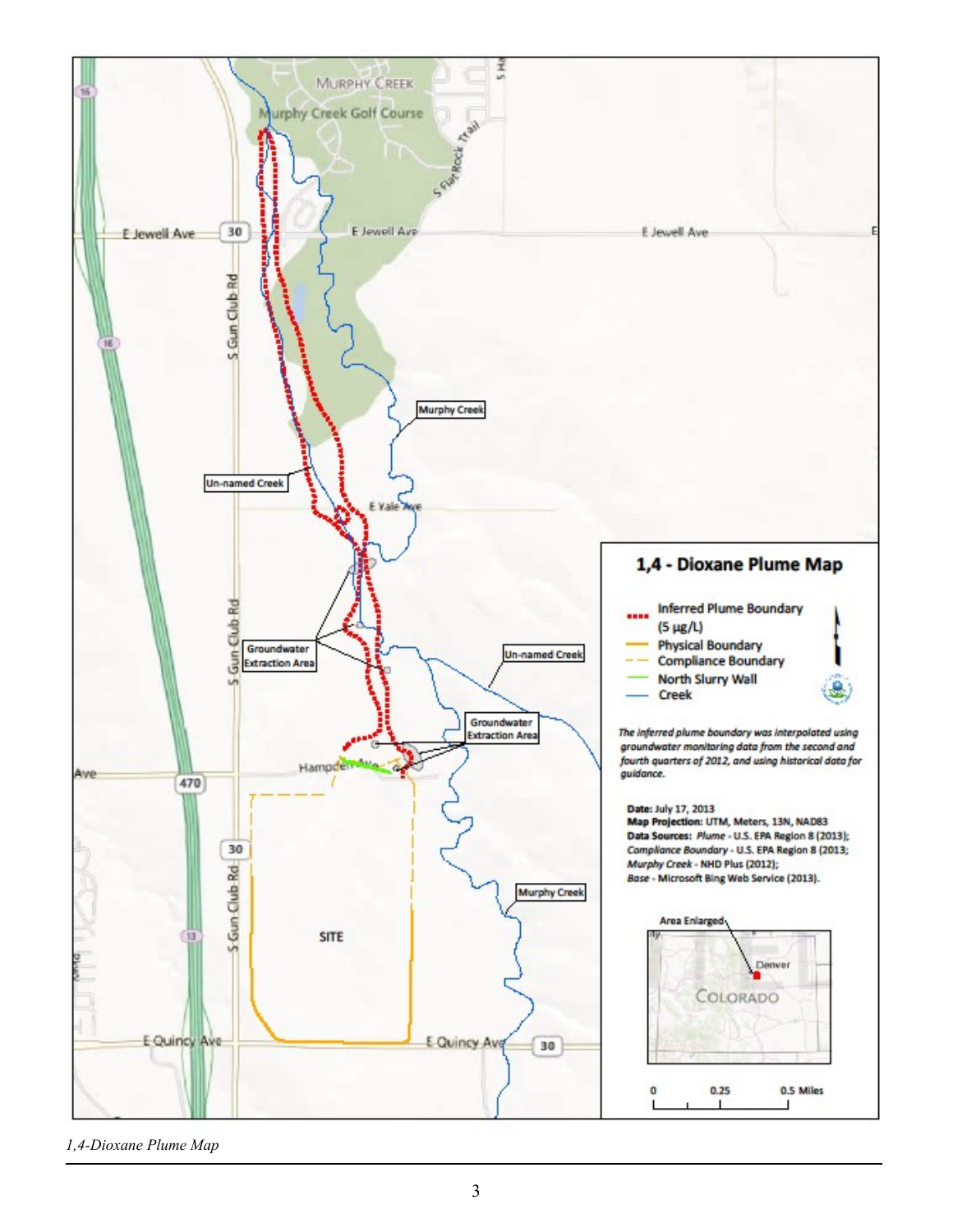*1,4-Dioxane Plume Map*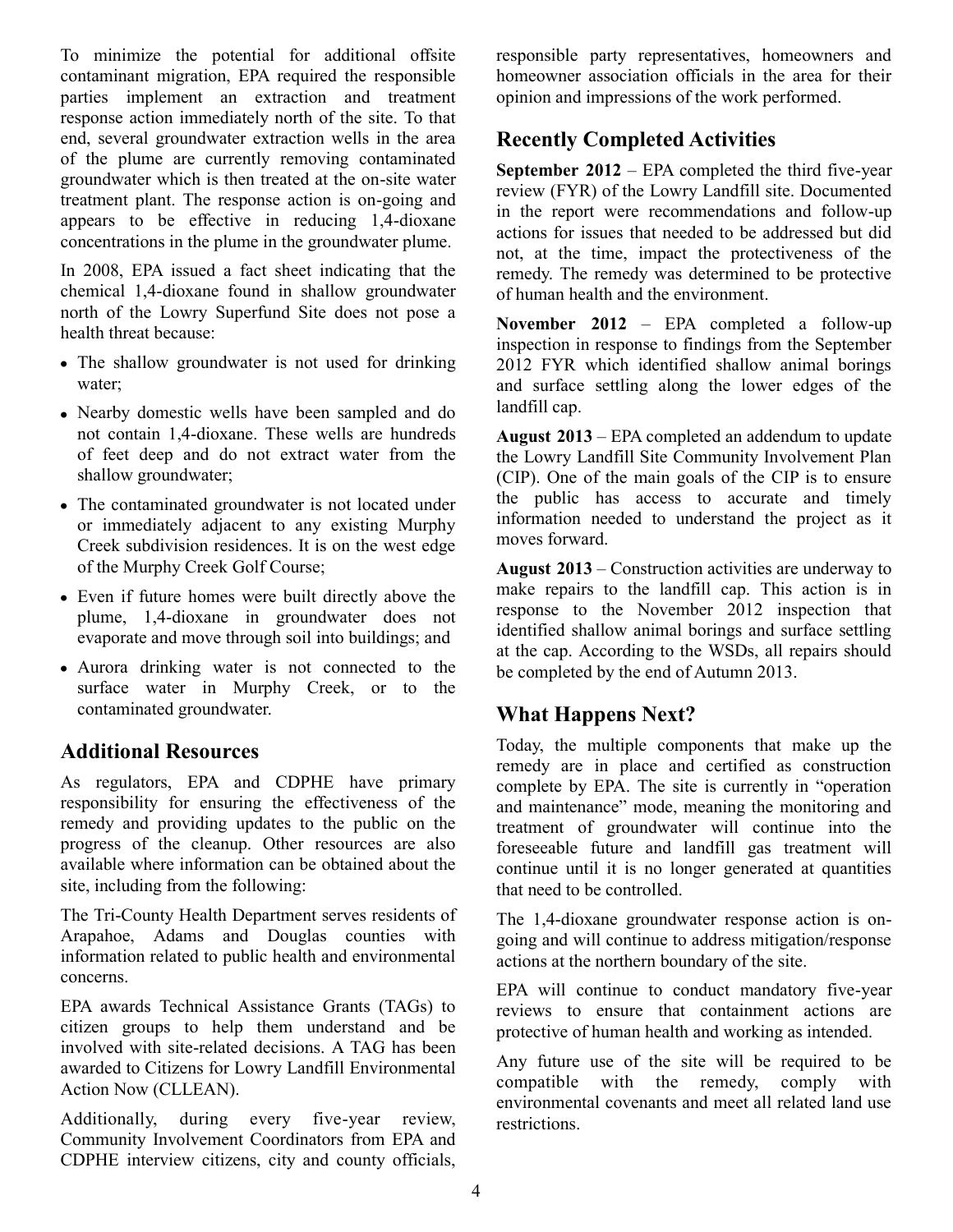To minimize the potential for additional offsite contaminant migration, EPA required the responsible parties implement an extraction and treatment response action immediately north of the site. To that end, several groundwater extraction wells in the area of the plume are currently removing contaminated groundwater which is then treated at the on-site water treatment plant. The response action is on-going and appears to be effective in reducing 1,4-dioxane concentrations in the plume in the groundwater plume.

In 2008, EPA issued a fact sheet indicating that the chemical 1,4-dioxane found in shallow groundwater north of the Lowry Superfund Site does not pose a health threat because:

- The shallow groundwater is not used for drinking water;
- Nearby domestic wells have been sampled and do not contain 1,4-dioxane. These wells are hundreds of feet deep and do not extract water from the shallow groundwater;
- The contaminated groundwater is not located under or immediately adjacent to any existing Murphy Creek subdivision residences. It is on the west edge of the Murphy Creek Golf Course;
- Even if future homes were built directly above the plume, 1,4-dioxane in groundwater does not evaporate and move through soil into buildings; and
- Aurora drinking water is not connected to the surface water in Murphy Creek, or to the contaminated groundwater.

## Additional Resources

As regulators, EPA and CDPHE have primary responsibility for ensuring the effectiveness of the remedy and providing updates to the public on the progress of the cleanup. Other resources are also available where information can be obtained about the site, including from the following:

The Tri-County Health Department serves residents of Arapahoe, Adams and Douglas counties with information related to public health and environmental concerns.

EPA awards Technical Assistance Grants (TAGs) to citizen groups to help them understand and be involved with site-related decisions. A TAG has been awarded to Citizens for Lowry Landfill Environmental Action Now (CLLEAN).

Additionally, during every five-year review, Community Involvement Coordinators from EPA and CDPHE interview citizens, city and county officials, responsible party representatives, homeowners and homeowner association officials in the area for their opinion and impressions of the work performed.

## Recently Completed Activities

**September 2012** – EPA completed the third five-year review (FYR) of the Lowry Landfill site. Documented in the report were recommendations and follow-up actions for issues that needed to be addressed but did not, at the time, impact the protectiveness of the remedy. The remedy was determined to be protective of human health and the environment.

**November 2012** – EPA completed a follow-up inspection in response to findings from the September 2012 FYR which identified shallow animal borings and surface settling along the lower edges of the landfill cap.

**August 2013** – EPA completed an addendum to update the Lowry Landfill Site Community Involvement Plan (CIP). One of the main goals of the CIP is to ensure the public has access to accurate and timely information needed to understand the project as it moves forward.

**August 2013** – Construction activities are underway to make repairs to the landfill cap. This action is in response to the November 2012 inspection that identified shallow animal borings and surface settling at the cap. According to the WSDs, all repairs should be completed by the end of Autumn 2013.

## What Happens Next?

Today, the multiple components that make up the remedy are in place and certified as construction complete by EPA. The site is currently in "operation and maintenance" mode, meaning the monitoring and treatment of groundwater will continue into the foreseeable future and landfill gas treatment will continue until it is no longer generated at quantities that need to be controlled.

The 1,4-dioxane groundwater response action is on-going and will continue to address mitigation/response actions at the northern boundary of the site.

EPA will continue to conduct mandatory five-year reviews to ensure that containment actions are protective of human health and working as intended.

Any future use of the site will be required to be compatible with the remedy, comply with environmental covenants and meet all related land use restrictions.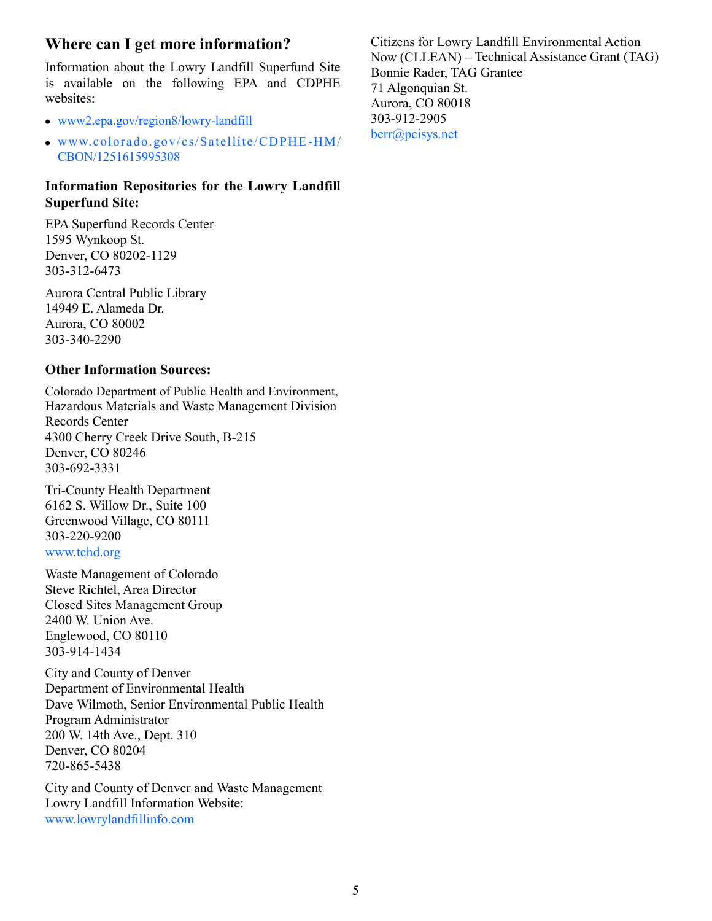## Where can I get more information?

Information about the Lowry Landfill Superfund Site is available on the following EPA and CDPHE websites:

- www2.epa.gov/region8/lowry-landfill
- www.colorado.gov/cs/Satellite/CDPHE-HM/CBON/1251615995308

### Information Repositories for the Lowry Landfill Superfund Site:

EPA Superfund Records Center
1595 Wynkoop St.
Denver, CO 80202-1129
303-312-6473

Aurora Central Public Library
14949 E. Alameda Dr.
Aurora, CO 80002
303-340-2290

### Other Information Sources:

Colorado Department of Public Health and Environment,
Hazardous Materials and Waste Management Division
Records Center
4300 Cherry Creek Drive South, B-215
Denver, CO 80246
303-692-3331

Tri-County Health Department
6162 S. Willow Dr., Suite 100
Greenwood Village, CO 80111
303-220-9200
www.tchd.org

Waste Management of Colorado
Steve Richtel, Area Director
Closed Sites Management Group
2400 W. Union Ave.
Englewood, CO 80110
303-914-1434

City and County of Denver
Department of Environmental Health
Dave Wilmoth, Senior Environmental Public Health Program Administrator
200 W. 14th Ave., Dept. 310
Denver, CO 80204
720-865-5438

City and County of Denver and Waste Management
Lowry Landfill Information Website:
www.lowrylandfillinfo.com

Citizens for Lowry Landfill Environmental Action Now (CLLEAN) – Technical Assistance Grant (TAG)
Bonnie Rader, TAG Grantee
71 Algonquian St.
Aurora, CO 80018
303-912-2905
berr@pcisys.net